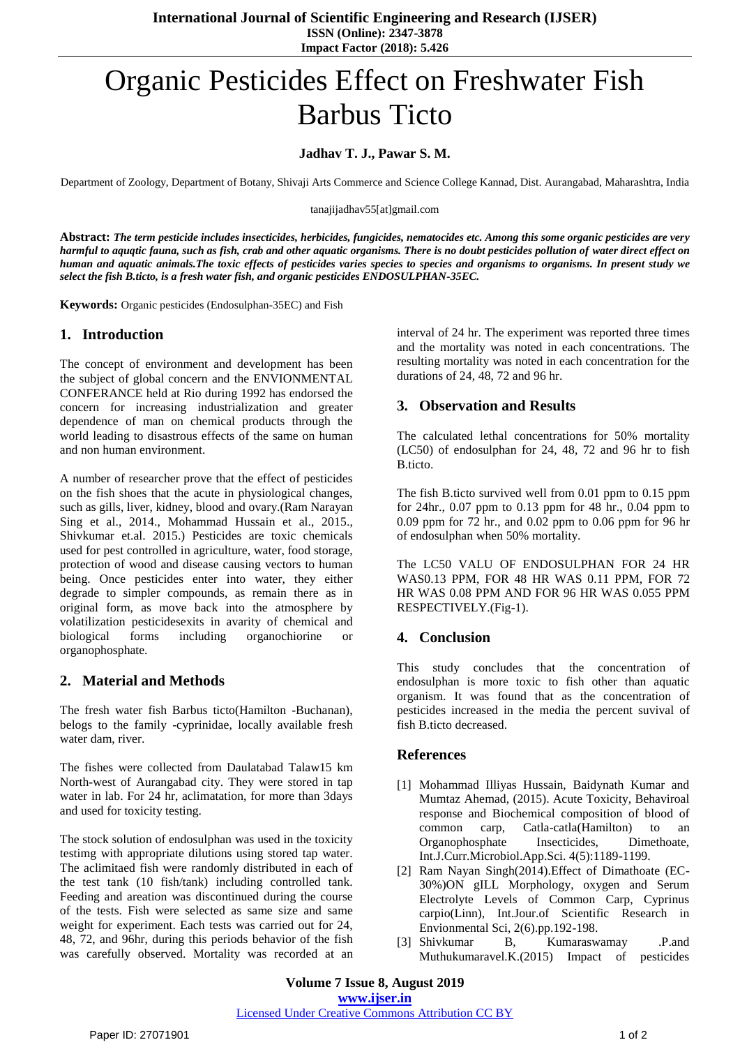# Organic Pesticides Effect on Freshwater Fish Barbus Ticto

**Jadhav T. J., Pawar S. M.**

Department of Zoology, Department of Botany, Shivaji Arts Commerce and Science College Kannad, Dist. Aurangabad, Maharashtra, India

tanajijadhav55[at]gmail.com

**Abstract:** ***The term pesticide includes insecticides, herbicides, fungicides, nematocides etc. Among this some organic pesticides are very harmful to aquqtic fauna, such as fish, crab and other aquatic organisms. There is no doubt pesticides pollution of water direct effect on human and aquatic animals.The toxic effects of pesticides varies species to species and organisms to organisms. In present study we select the fish B.ticto, is a fresh water fish, and organic pesticides ENDOSULPHAN-35EC.***

**Keywords:** Organic pesticides (Endosulphan-35EC) and Fish

## 1. Introduction

The concept of environment and development has been the subject of global concern and the ENVIONMENTAL CONFERANCE held at Rio during 1992 has endorsed the concern for increasing industrialization and greater dependence of man on chemical products through the world leading to disastrous effects of the same on human and non human environment.

A number of researcher prove that the effect of pesticides on the fish shoes that the acute in physiological changes, such as gills, liver, kidney, blood and ovary.(Ram Narayan Sing et al., 2014., Mohammad Hussain et al., 2015., Shivkumar et.al. 2015.) Pesticides are toxic chemicals used for pest controlled in agriculture, water, food storage, protection of wood and disease causing vectors to human being. Once pesticides enter into water, they either degrade to simpler compounds, as remain there as in original form, as move back into the atmosphere by volatilization pesticidesexits in avarity of chemical and biological forms including organochiorine or organophosphate.

## 2. Material and Methods

The fresh water fish Barbus ticto(Hamilton -Buchanan), belogs to the family -cyprinidae, locally available fresh water dam, river.

The fishes were collected from Daulatabad Talaw15 km North-west of Aurangabad city. They were stored in tap water in lab. For 24 hr, aclimatation, for more than 3days and used for toxicity testing.

The stock solution of endosulphan was used in the toxicity testimg with appropriate dilutions using stored tap water. The aclimitaed fish were randomly distributed in each of the test tank (10 fish/tank) including controlled tank. Feeding and areation was discontinued during the course of the tests. Fish were selected as same size and same weight for experiment. Each tests was carried out for 24, 48, 72, and 96hr, during this periods behavior of the fish was carefully observed. Mortality was recorded at an interval of 24 hr. The experiment was reported three times and the mortality was noted in each concentrations. The resulting mortality was noted in each concentration for the durations of 24, 48, 72 and 96 hr.

## 3. Observation and Results

The calculated lethal concentrations for 50% mortality (LC50) of endosulphan for 24, 48, 72 and 96 hr to fish B.ticto.

The fish B.ticto survived well from 0.01 ppm to 0.15 ppm for 24hr., 0.07 ppm to 0.13 ppm for 48 hr., 0.04 ppm to 0.09 ppm for 72 hr., and 0.02 ppm to 0.06 ppm for 96 hr of endosulphan when 50% mortality.

The LC50 VALU OF ENDOSULPHAN FOR 24 HR WAS0.13 PPM, FOR 48 HR WAS 0.11 PPM, FOR 72 HR WAS 0.08 PPM AND FOR 96 HR WAS 0.055 PPM RESPECTIVELY.(Fig-1).

## 4. Conclusion

This study concludes that the concentration of endosulphan is more toxic to fish other than aquatic organism. It was found that as the concentration of pesticides increased in the media the percent suvival of fish B.ticto decreased.

## References

[1] Mohammad Illiyas Hussain, Baidynath Kumar and Mumtaz Ahemad, (2015). Acute Toxicity, Behaviroal response and Biochemical composition of blood of common carp, Catla-catla(Hamilton) to an Organophosphate Insecticides, Dimethoate, Int.J.Curr.Microbiol.App.Sci. 4(5):1189-1199.

[2] Ram Nayan Singh(2014).Effect of Dimathoate (EC-30%)ON gILL Morphology, oxygen and Serum Electrolyte Levels of Common Carp, Cyprinus carpio(Linn), Int.Jour.of Scientific Research in Envionmental Sci, 2(6).pp.192-198.

[3] Shivkumar B, Kumaraswamay .P.and Muthukumaravel.K.(2015) Impact of pesticides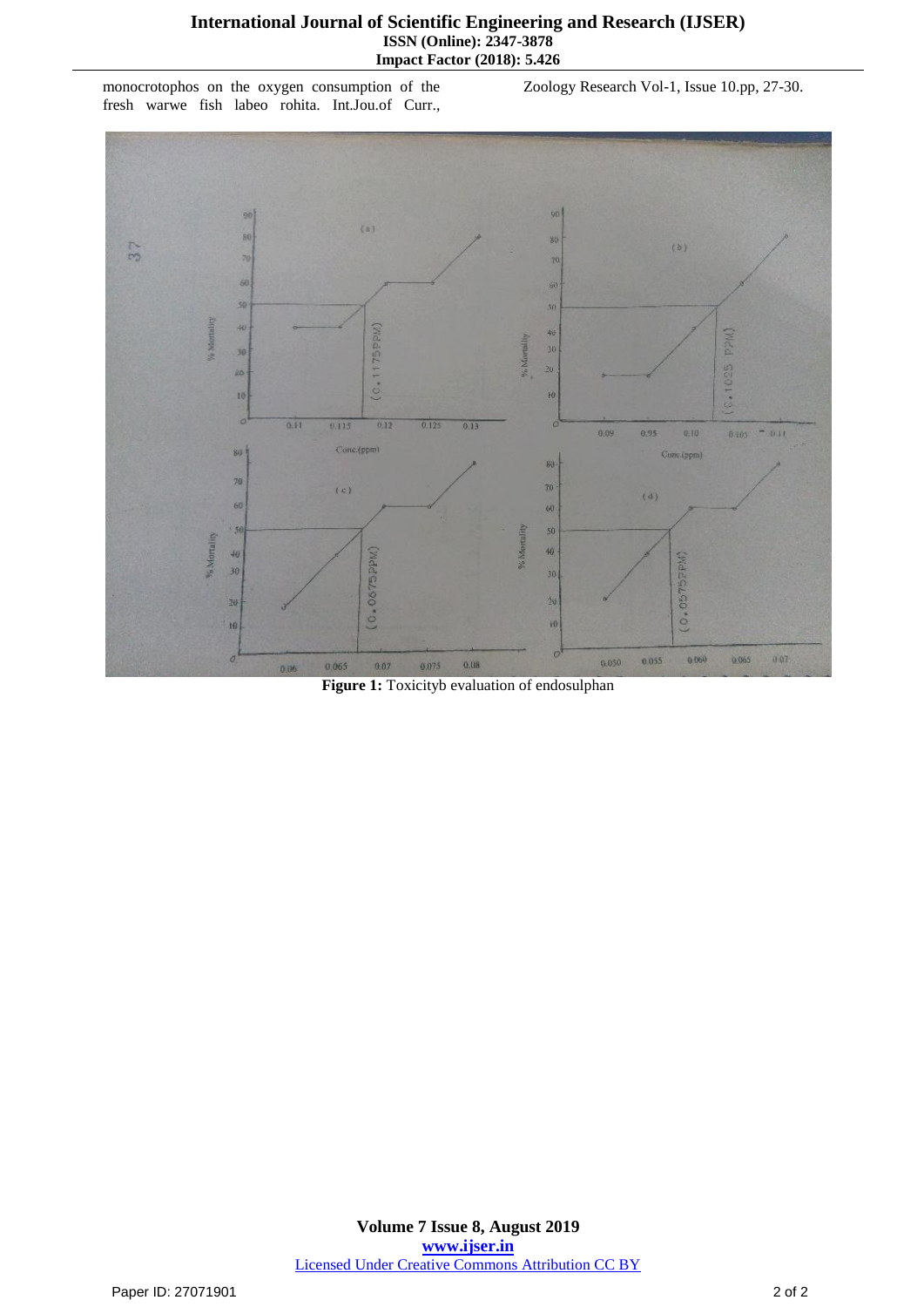monocrotophos on the oxygen consumption of the fresh warwe fish labeo rohita. Int.Jou.of Curr., Zoology Research Vol-1, Issue 10.pp, 27-30.

(a)

% Mortality

90
80
70
60
50
40
30
20
10
0

0.11 0.115 0.12 0.125 0.13

Conc.(ppm)

(0.1175PPM)

(b)

% Mortality

90
80
70
60
50
40
30
20
10
0

0.09 0.95 0.10 0.105 0.11

Conc.(ppm)

(0.1025 PPM)

(c)

% Mortality

80
70
60
50
40
30
20
10
0

0.06 0.065 0.07 0.075 0.08

(0.0675PPM)

(d)

% Mortality

80
70
60
50
40
30
20
10
0

0.050 0.055 0.060 0.065 0.07

(0.05752PM)

**Figure 1:** Toxicityb evaluation of endosulphan